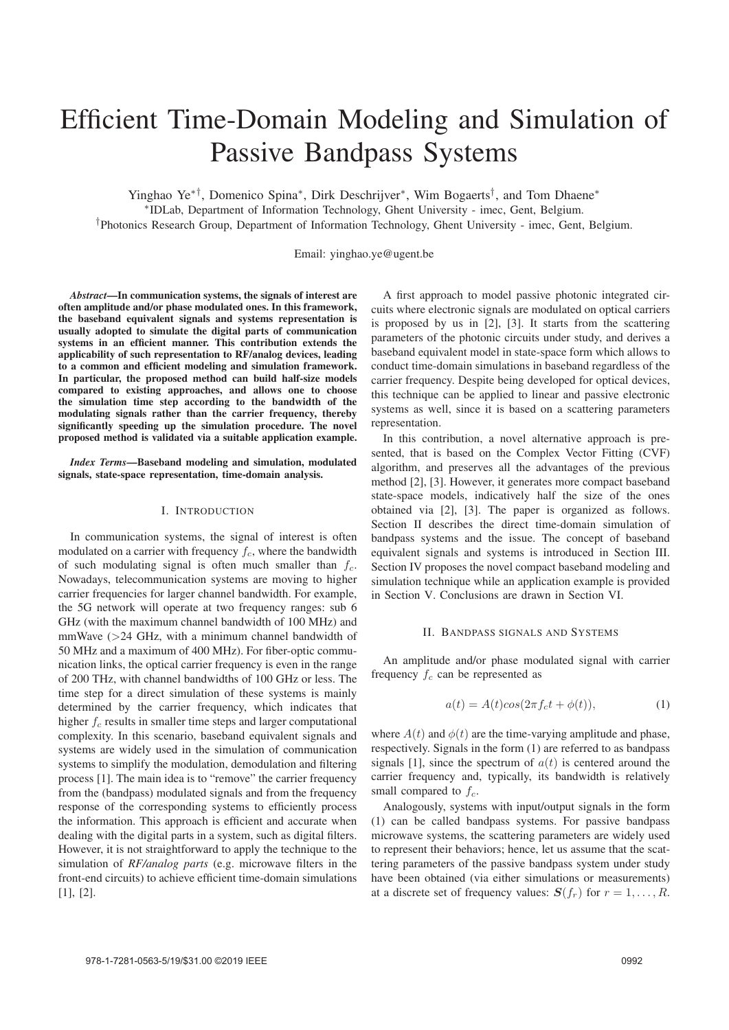# Efficient Time-Domain Modeling and Simulation of Passive Bandpass Systems

Yinghao Ye*†, Domenico Spina*, Dirk Deschrijver*, Wim Bogaerts†, and Tom Dhaene*

*IDLab, Department of Information Technology, Ghent University - imec, Gent, Belgium.

†Photonics Research Group, Department of Information Technology, Ghent University - imec, Gent, Belgium.

Email: yinghao.ye@ugent.be

***Abstract*—In communication systems, the signals of interest are often amplitude and/or phase modulated ones. In this framework, the baseband equivalent signals and systems representation is usually adopted to simulate the digital parts of communication systems in an efficient manner. This contribution extends the applicability of such representation to RF/analog devices, leading to a common and efficient modeling and simulation framework. In particular, the proposed method can build half-size models compared to existing approaches, and allows one to choose the simulation time step according to the bandwidth of the modulating signals rather than the carrier frequency, thereby significantly speeding up the simulation procedure. The novel proposed method is validated via a suitable application example.**

***Index Terms*—Baseband modeling and simulation, modulated signals, state-space representation, time-domain analysis.**

## I. Introduction

In communication systems, the signal of interest is often modulated on a carrier with frequency $f_c$, where the bandwidth of such modulating signal is often much smaller than $f_c$. Nowadays, telecommunication systems are moving to higher carrier frequencies for larger channel bandwidth. For example, the 5G network will operate at two frequency ranges: sub 6 GHz (with the maximum channel bandwidth of 100 MHz) and mmWave (>24 GHz, with a minimum channel bandwidth of 50 MHz and a maximum of 400 MHz). For fiber-optic communication links, the optical carrier frequency is even in the range of 200 THz, with channel bandwidths of 100 GHz or less. The time step for a direct simulation of these systems is mainly determined by the carrier frequency, which indicates that higher $f_c$ results in smaller time steps and larger computational complexity. In this scenario, baseband equivalent signals and systems are widely used in the simulation of communication systems to simplify the modulation, demodulation and filtering process [1]. The main idea is to "remove" the carrier frequency from the (bandpass) modulated signals and from the frequency response of the corresponding systems to efficiently process the information. This approach is efficient and accurate when dealing with the digital parts in a system, such as digital filters. However, it is not straightforward to apply the technique to the simulation of *RF/analog parts* (e.g. microwave filters in the front-end circuits) to achieve efficient time-domain simulations [1], [2].

A first approach to model passive photonic integrated circuits where electronic signals are modulated on optical carriers is proposed by us in [2], [3]. It starts from the scattering parameters of the photonic circuits under study, and derives a baseband equivalent model in state-space form which allows to conduct time-domain simulations in baseband regardless of the carrier frequency. Despite being developed for optical devices, this technique can be applied to linear and passive electronic systems as well, since it is based on a scattering parameters representation.

In this contribution, a novel alternative approach is presented, that is based on the Complex Vector Fitting (CVF) algorithm, and preserves all the advantages of the previous method [2], [3]. However, it generates more compact baseband state-space models, indicatively half the size of the ones obtained via [2], [3]. The paper is organized as follows. Section II describes the direct time-domain simulation of bandpass systems and the issue. The concept of baseband equivalent signals and systems is introduced in Section III. Section IV proposes the novel compact baseband modeling and simulation technique while an application example is provided in Section V. Conclusions are drawn in Section VI.

## II. Bandpass signals and Systems

An amplitude and/or phase modulated signal with carrier frequency $f_c$ can be represented as

$$a(t) = A(t)cos(2\pi f_c t + \phi(t)), \tag{1}$$

where $A(t)$ and $\phi(t)$ are the time-varying amplitude and phase, respectively. Signals in the form (1) are referred to as bandpass signals [1], since the spectrum of $a(t)$ is centered around the carrier frequency and, typically, its bandwidth is relatively small compared to $f_c$.

Analogously, systems with input/output signals in the form (1) can be called bandpass systems. For passive bandpass microwave systems, the scattering parameters are widely used to represent their behaviors; hence, let us assume that the scattering parameters of the passive bandpass system under study have been obtained (via either simulations or measurements) at a discrete set of frequency values: $\boldsymbol{S}(f_r)$ for $r = 1, \ldots, R$.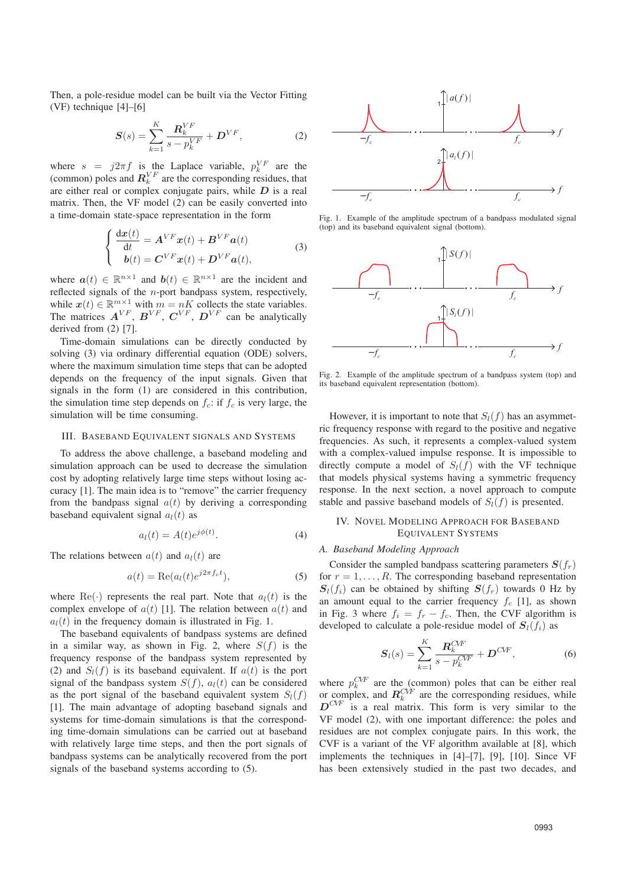Then, a pole-residue model can be built via the Vector Fitting (VF) technique [4]–[6]

$$\boldsymbol{S}(s) = \sum_{k=1}^{K} \frac{\boldsymbol{R}_k^{VF}}{s - p_k^{VF}} + \boldsymbol{D}^{VF}, \tag{2}$$

where $s = j2\pi f$ is the Laplace variable, $p_k^{VF}$ are the (common) poles and $\boldsymbol{R}_k^{VF}$ are the corresponding residues, that are either real or complex conjugate pairs, while $\boldsymbol{D}$ is a real matrix. Then, the VF model (2) can be easily converted into a time-domain state-space representation in the form

$$\begin{cases} \dfrac{\mathrm{d}\boldsymbol{x}(t)}{\mathrm{d}t} = \boldsymbol{A}^{VF}\boldsymbol{x}(t) + \boldsymbol{B}^{VF}\boldsymbol{a}(t) \\ \boldsymbol{b}(t) = \boldsymbol{C}^{VF}\boldsymbol{x}(t) + \boldsymbol{D}^{VF}\boldsymbol{a}(t), \end{cases} \tag{3}$$

where $\boldsymbol{a}(t) \in \mathbb{R}^{n\times 1}$ and $\boldsymbol{b}(t) \in \mathbb{R}^{n\times 1}$ are the incident and reflected signals of the $n$-port bandpass system, respectively, while $\boldsymbol{x}(t) \in \mathbb{R}^{m\times 1}$ with $m = nK$ collects the state variables. The matrices $\boldsymbol{A}^{VF}$, $\boldsymbol{B}^{VF}$, $\boldsymbol{C}^{VF}$, $\boldsymbol{D}^{VF}$ can be analytically derived from (2) [7].

Time-domain simulations can be directly conducted by solving (3) via ordinary differential equation (ODE) solvers, where the maximum simulation time steps that can be adopted depends on the frequency of the input signals. Given that signals in the form (1) are considered in this contribution, the simulation time step depends on $f_c$: if $f_c$ is very large, the simulation will be time consuming.

## III. Baseband Equivalent Signals and Systems

To address the above challenge, a baseband modeling and simulation approach can be used to decrease the simulation cost by adopting relatively large time steps without losing accuracy [1]. The main idea is to "remove" the carrier frequency from the bandpass signal $a(t)$ by deriving a corresponding baseband equivalent signal $a_l(t)$ as

$$a_l(t) = A(t)e^{j\phi(t)}. \tag{4}$$

The relations between $a(t)$ and $a_l(t)$ are

$$a(t) = \mathrm{Re}(a_l(t)e^{j2\pi f_c t}), \tag{5}$$

where $\mathrm{Re}(\cdot)$ represents the real part. Note that $a_l(t)$ is the complex envelope of $a(t)$ [1]. The relation between $a(t)$ and $a_l(t)$ in the frequency domain is illustrated in Fig. 1.

The baseband equivalents of bandpass systems are defined in a similar way, as shown in Fig. 2, where $S(f)$ is the frequency response of the bandpass system represented by (2) and $S_l(f)$ is its baseband equivalent. If $a(t)$ is the port signal of the bandpass system $S(f)$, $a_l(t)$ can be considered as the port signal of the baseband equivalent system $S_l(f)$ [1]. The main advantage of adopting baseband signals and systems for time-domain simulations is that the corresponding time-domain simulations can be carried out at baseband with relatively large time steps, and then the port signals of bandpass systems can be analytically recovered from the port signals of the baseband systems according to (5).

1
$|a(f)|$
$-f_c$
$f_c$
$f$
2
$|a_l(f)|$
$-f_c$
$f_c$
$f$

Fig. 1. Example of the amplitude spectrum of a bandpass modulated signal (top) and its baseband equivalent signal (bottom).

1
$|S(f)|$
$-f_c$
$f_c$
$f$
1
$|S_l(f)|$
$-f_c$
$f_c$
$f$

Fig. 2. Example of the amplitude spectrum of a bandpass system (top) and its baseband equivalent representation (bottom).

However, it is important to note that $S_l(f)$ has an asymmetric frequency response with regard to the positive and negative frequencies. As such, it represents a complex-valued system with a complex-valued impulse response. It is impossible to directly compute a model of $S_l(f)$ with the VF technique that models physical systems having a symmetric frequency response. In the next section, a novel approach to compute stable and passive baseband models of $S_l(f)$ is presented.

## IV. Novel Modeling Approach for Baseband Equivalent Systems

### A. Baseband Modeling Approach

Consider the sampled bandpass scattering parameters $\boldsymbol{S}(f_r)$ for $r = 1, \ldots, R$. The corresponding baseband representation $\boldsymbol{S}_l(f_i)$ can be obtained by shifting $\boldsymbol{S}(f_r)$ towards 0 Hz by an amount equal to the carrier frequency $f_c$ [1], as shown in Fig. 3 where $f_i = f_r - f_c$. Then, the CVF algorithm is developed to calculate a pole-residue model of $\boldsymbol{S}_l(f_i)$ as

$$\boldsymbol{S}_l(s) = \sum_{k=1}^{K} \frac{\boldsymbol{R}_k^{CVF}}{s - p_k^{CVF}} + \boldsymbol{D}^{CVF}, \tag{6}$$

where $p_k^{CVF}$ are the (common) poles that can be either real or complex, and $\boldsymbol{R}_k^{CVF}$ are the corresponding residues, while $\boldsymbol{D}^{CVF}$ is a real matrix. This form is very similar to the VF model (2), with one important difference: the poles and residues are not complex conjugate pairs. In this work, the CVF is a variant of the VF algorithm available at [8], which implements the techniques in [4]–[7], [9], [10]. Since VF has been extensively studied in the past two decades, and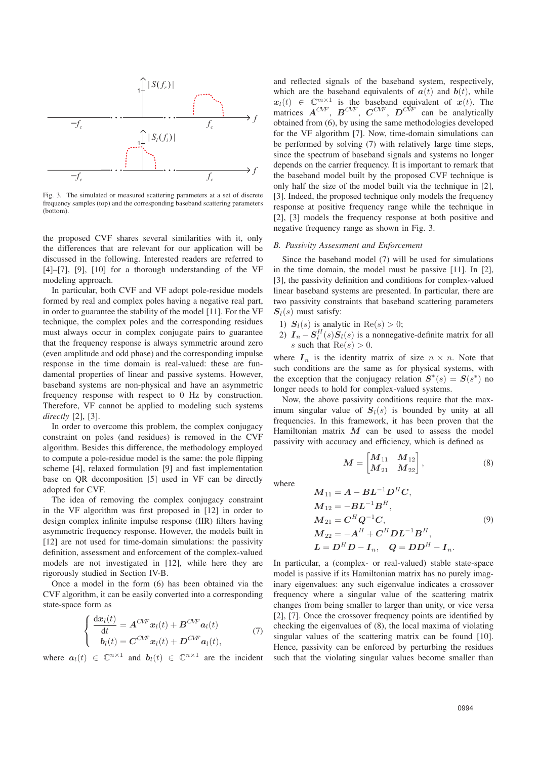Fig. 3. The simulated or measured scattering parameters at a set of discrete frequency samples (top) and the corresponding baseband scattering parameters (bottom).

the proposed CVF shares several similarities with it, only the differences that are relevant for our application will be discussed in the following. Interested readers are referred to [4]–[7], [9], [10] for a thorough understanding of the VF modeling approach.

In particular, both CVF and VF adopt pole-residue models formed by real and complex poles having a negative real part, in order to guarantee the stability of the model [11]. For the VF technique, the complex poles and the corresponding residues must always occur in complex conjugate pairs to guarantee that the frequency response is always symmetric around zero (even amplitude and odd phase) and the corresponding impulse response in the time domain is real-valued: these are fundamental properties of linear and passive systems. However, baseband systems are non-physical and have an asymmetric frequency response with respect to 0 Hz by construction. Therefore, VF cannot be applied to modeling such systems *directly* [2], [3].

In order to overcome this problem, the complex conjugacy constraint on poles (and residues) is removed in the CVF algorithm. Besides this difference, the methodology employed to compute a pole-residue model is the same: the pole flipping scheme [4], relaxed formulation [9] and fast implementation base on QR decomposition [5] used in VF can be directly adopted for CVF.

The idea of removing the complex conjugacy constraint in the VF algorithm was first proposed in [12] in order to design complex infinite impulse response (IIR) filters having asymmetric frequency response. However, the models built in [12] are not used for time-domain simulations: the passivity definition, assessment and enforcement of the complex-valued models are not investigated in [12], while here they are rigorously studied in Section IV-B.

Once a model in the form (6) has been obtained via the CVF algorithm, it can be easily converted into a corresponding state-space form as

$$\begin{cases} \dfrac{\mathrm{d}\boldsymbol{x}_l(t)}{\mathrm{d}t} = \boldsymbol{A}^{CVF}\boldsymbol{x}_l(t) + \boldsymbol{B}^{CVF}\boldsymbol{a}_l(t) \\ \boldsymbol{b}_l(t) = \boldsymbol{C}^{CVF}\boldsymbol{x}_l(t) + \boldsymbol{D}^{CVF}\boldsymbol{a}_l(t), \end{cases} \tag{7}$$

where $\boldsymbol{a}_l(t) \in \mathbb{C}^{n\times 1}$ and $\boldsymbol{b}_l(t) \in \mathbb{C}^{n\times 1}$ are the incident and reflected signals of the baseband system, respectively, which are the baseband equivalents of $\boldsymbol{a}(t)$ and $\boldsymbol{b}(t)$, while $\boldsymbol{x}_l(t) \in \mathbb{C}^{m\times 1}$ is the baseband equivalent of $\boldsymbol{x}(t)$. The matrices $\boldsymbol{A}^{CVF}$, $\boldsymbol{B}^{CVF}$, $\boldsymbol{C}^{CVF}$, $\boldsymbol{D}^{CVF}$ can be analytically obtained from (6), by using the same methodologies developed for the VF algorithm [7]. Now, time-domain simulations can be performed by solving (7) with relatively large time steps, since the spectrum of baseband signals and systems no longer depends on the carrier frequency. It is important to remark that the baseband model built by the proposed CVF technique is only half the size of the model built via the technique in [2], [3]. Indeed, the proposed technique only models the frequency response at positive frequency range while the technique in [2], [3] models the frequency response at both positive and negative frequency range as shown in Fig. 3.

### B. Passivity Assessment and Enforcement

Since the baseband model (7) will be used for simulations in the time domain, the model must be passive [11]. In [2], [3], the passivity definition and conditions for complex-valued linear baseband systems are presented. In particular, there are two passivity constraints that baseband scattering parameters $\boldsymbol{S}_l(s)$ must satisfy:

1) $\boldsymbol{S}_l(s)$ is analytic in $\mathrm{Re}(s) > 0$;
2) $\boldsymbol{I}_n - \boldsymbol{S}_l^H(s)\boldsymbol{S}_l(s)$ is a nonnegative-definite matrix for all $s$ such that $\mathrm{Re}(s) > 0$.

where $\boldsymbol{I}_n$ is the identity matrix of size $n \times n$. Note that such conditions are the same as for physical systems, with the exception that the conjugacy relation $\boldsymbol{S}^*(s) = \boldsymbol{S}(s^*)$ no longer needs to hold for complex-valued systems.

Now, the above passivity conditions require that the maximum singular value of $\boldsymbol{S}_l(s)$ is bounded by unity at all frequencies. In this framework, it has been proven that the Hamiltonian matrix $\boldsymbol{M}$ can be used to assess the model passivity with accuracy and efficiency, which is defined as

$$\boldsymbol{M} = \begin{bmatrix} \boldsymbol{M}_{11} & \boldsymbol{M}_{12} \\ \boldsymbol{M}_{21} & \boldsymbol{M}_{22} \end{bmatrix}, \tag{8}$$

where

$$\begin{aligned} \boldsymbol{M}_{11} &= \boldsymbol{A} - \boldsymbol{B}\boldsymbol{L}^{-1}\boldsymbol{D}^H\boldsymbol{C}, \\ \boldsymbol{M}_{12} &= -\boldsymbol{B}\boldsymbol{L}^{-1}\boldsymbol{B}^H, \\ \boldsymbol{M}_{21} &= \boldsymbol{C}^H\boldsymbol{Q}^{-1}\boldsymbol{C}, \\ \boldsymbol{M}_{22} &= -\boldsymbol{A}^H + \boldsymbol{C}^H\boldsymbol{D}\boldsymbol{L}^{-1}\boldsymbol{B}^H, \\ \boldsymbol{L} &= \boldsymbol{D}^H\boldsymbol{D} - \boldsymbol{I}_n, \quad \boldsymbol{Q} = \boldsymbol{D}\boldsymbol{D}^H - \boldsymbol{I}_n. \end{aligned} \tag{9}$$

In particular, a (complex- or real-valued) stable state-space model is passive if its Hamiltonian matrix has no purely imaginary eigenvalues: any such eigenvalue indicates a crossover frequency where a singular value of the scattering matrix changes from being smaller to larger than unity, or vice versa [2], [7]. Once the crossover frequency points are identified by checking the eigenvalues of (8), the local maxima of violating singular values of the scattering matrix can be found [10]. Hence, passivity can be enforced by perturbing the residues such that the violating singular values become smaller than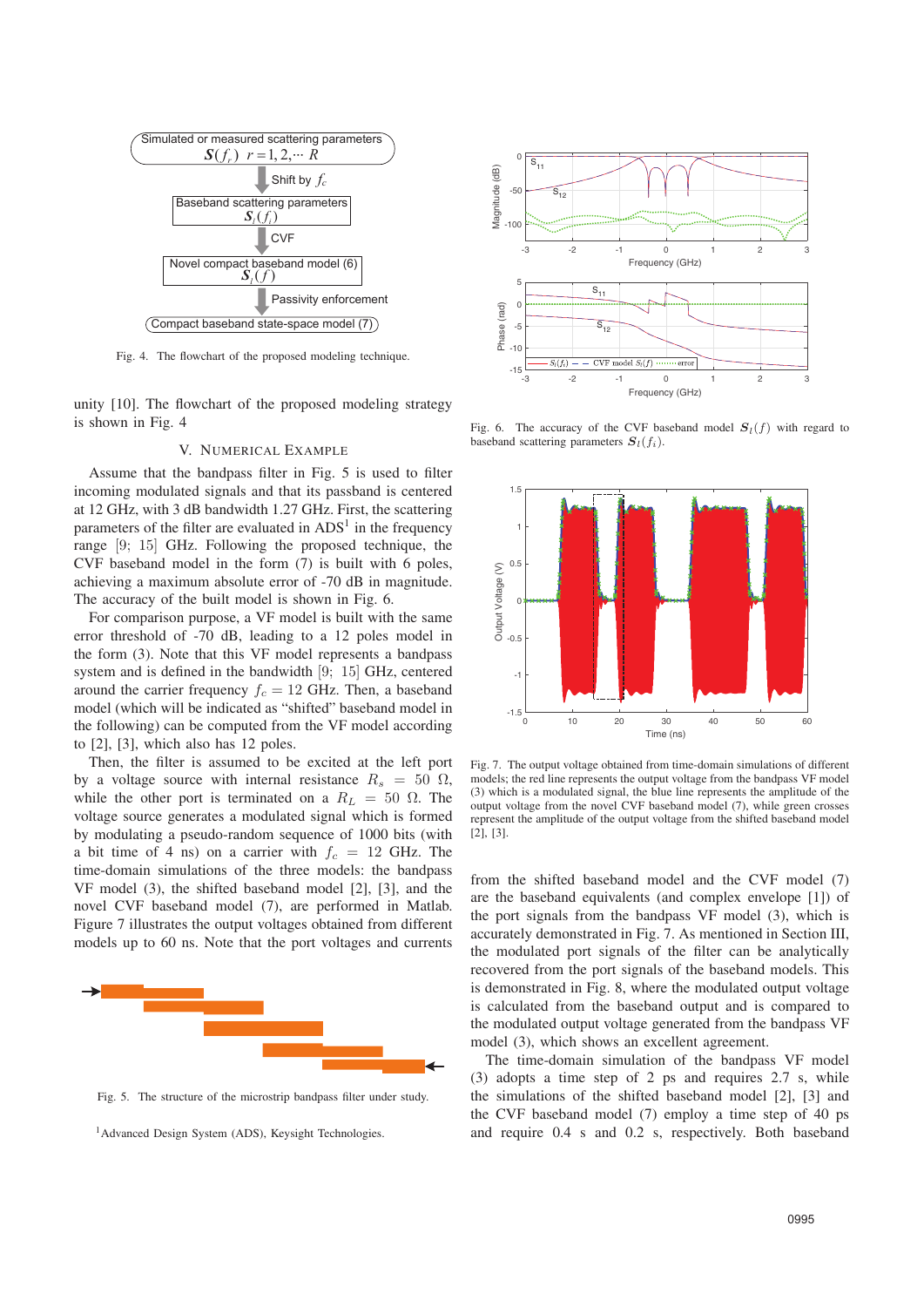Simulated or measured scattering parameters

$\boldsymbol{S}(f_r)\ \ r=1,2,\cdots R$

Shift by $f_c$

Baseband scattering parameters

$\boldsymbol{S}_l(f_i)$

CVF

Novel compact baseband model (6)

$\boldsymbol{S}_l(f)$

Passivity enforcement

Compact baseband state-space model (7)

Fig. 4. The flowchart of the proposed modeling technique.

unity [10]. The flowchart of the proposed modeling strategy is shown in Fig. 4

## V. Numerical Example

Assume that the bandpass filter in Fig. 5 is used to filter incoming modulated signals and that its passband is centered at 12 GHz, with 3 dB bandwidth 1.27 GHz. First, the scattering parameters of the filter are evaluated in ADS[1] in the frequency range $[9;\ 15]$ GHz. Following the proposed technique, the CVF baseband model in the form (7) is built with 6 poles, achieving a maximum absolute error of -70 dB in magnitude. The accuracy of the built model is shown in Fig. 6.

For comparison purpose, a VF model is built with the same error threshold of -70 dB, leading to a 12 poles model in the form (3). Note that this VF model represents a bandpass system and is defined in the bandwidth $[9;\ 15]$ GHz, centered around the carrier frequency $f_c = 12$ GHz. Then, a baseband model (which will be indicated as "shifted" baseband model in the following) can be computed from the VF model according to [2], [3], which also has 12 poles.

Then, the filter is assumed to be excited at the left port by a voltage source with internal resistance $R_s = 50\ \Omega$, while the other port is terminated on a $R_L = 50\ \Omega$. The voltage source generates a modulated signal which is formed by modulating a pseudo-random sequence of 1000 bits (with a bit time of 4 ns) on a carrier with $f_c = 12$ GHz. The time-domain simulations of the three models: the bandpass VF model (3), the shifted baseband model [2], [3], and the novel CVF baseband model (7), are performed in Matlab. Figure 7 illustrates the output voltages obtained from different models up to 60 ns. Note that the port voltages and currents

Fig. 5. The structure of the microstrip bandpass filter under study.

[1]Advanced Design System (ADS), Keysight Technologies.

Magnitude (dB)

0

-50

-100

$S_{11}$

$S_{12}$

-3 -2 -1 0 1 2 3

Frequency (GHz)

Phase (rad)

5

0

-5

-10

-15

$S_{11}$

$S_{12}$

$S_l(f_i)$ — — CVF model $S_l(f)$ ········ error

-3 -2 -1 0 1 2 3

Frequency (GHz)

Fig. 6. The accuracy of the CVF baseband model $\boldsymbol{S}_l(f)$ with regard to baseband scattering parameters $\boldsymbol{S}_l(f_i)$.

Output Voltage (V)

1.5

1

0.5

0

-0.5

-1

-1.5

0 10 20 30 40 50 60

Time (ns)

Fig. 7. The output voltage obtained from time-domain simulations of different models; the red line represents the output voltage from the bandpass VF model (3) which is a modulated signal, the blue line represents the amplitude of the output voltage from the novel CVF baseband model (7), while green crosses represent the amplitude of the output voltage from the shifted baseband model [2], [3].

from the shifted baseband model and the CVF model (7) are the baseband equivalents (and complex envelope [1]) of the port signals from the bandpass VF model (3), which is accurately demonstrated in Fig. 7. As mentioned in Section III, the modulated port signals of the filter can be analytically recovered from the port signals of the baseband models. This is demonstrated in Fig. 8, where the modulated output voltage is calculated from the baseband output and is compared to the modulated output voltage generated from the bandpass VF model (3), which shows an excellent agreement.

The time-domain simulation of the bandpass VF model (3) adopts a time step of 2 ps and requires 2.7 s, while the simulations of the shifted baseband model [2], [3] and the CVF baseband model (7) employ a time step of 40 ps and require 0.4 s and 0.2 s, respectively. Both baseband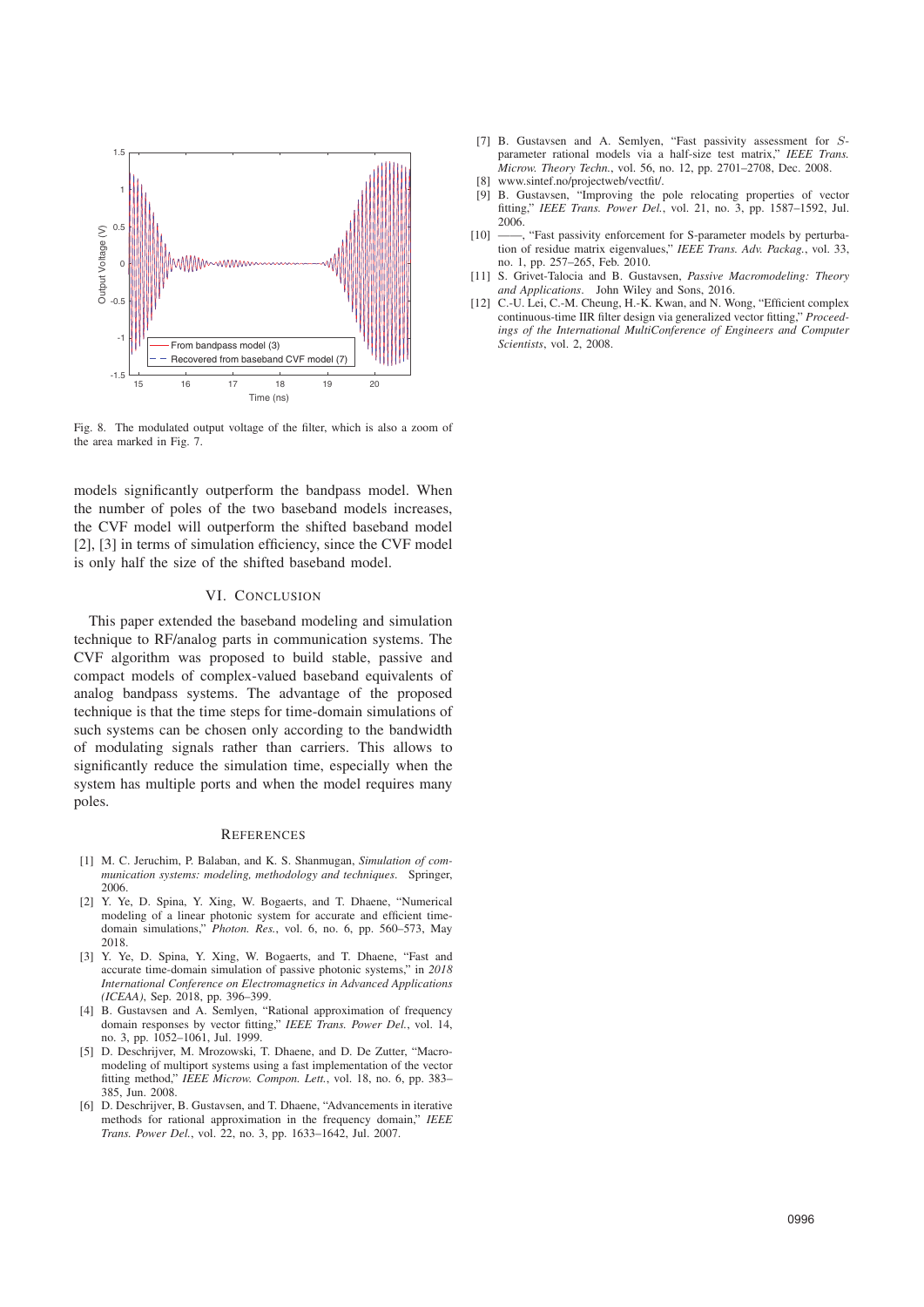1.5

1

0.5

0

-0.5

-1

-1.5

Output Voltage (V)

15 16 17 18 19 20

Time (ns)

From bandpass model (3)

Recovered from baseband CVF model (7)

Fig. 8. The modulated output voltage of the filter, which is also a zoom of the area marked in Fig. 7.

models significantly outperform the bandpass model. When the number of poles of the two baseband models increases, the CVF model will outperform the shifted baseband model [2], [3] in terms of simulation efficiency, since the CVF model is only half the size of the shifted baseband model.

## VI. Conclusion

This paper extended the baseband modeling and simulation technique to RF/analog parts in communication systems. The CVF algorithm was proposed to build stable, passive and compact models of complex-valued baseband equivalents of analog bandpass systems. The advantage of the proposed technique is that the time steps for time-domain simulations of such systems can be chosen only according to the bandwidth of modulating signals rather than carriers. This allows to significantly reduce the simulation time, especially when the system has multiple ports and when the model requires many poles.

## References

[1] M. C. Jeruchim, P. Balaban, and K. S. Shanmugan, *Simulation of communication systems: modeling, methodology and techniques*. Springer, 2006.

[2] Y. Ye, D. Spina, Y. Xing, W. Bogaerts, and T. Dhaene, "Numerical modeling of a linear photonic system for accurate and efficient time-domain simulations," *Photon. Res.*, vol. 6, no. 6, pp. 560–573, May 2018.

[3] Y. Ye, D. Spina, Y. Xing, W. Bogaerts, and T. Dhaene, "Fast and accurate time-domain simulation of passive photonic systems," in *2018 International Conference on Electromagnetics in Advanced Applications (ICEAA)*, Sep. 2018, pp. 396–399.

[4] B. Gustavsen and A. Semlyen, "Rational approximation of frequency domain responses by vector fitting," *IEEE Trans. Power Del.*, vol. 14, no. 3, pp. 1052–1061, Jul. 1999.

[5] D. Deschrijver, M. Mrozowski, T. Dhaene, and D. De Zutter, "Macromodeling of multiport systems using a fast implementation of the vector fitting method," *IEEE Microw. Compon. Lett.*, vol. 18, no. 6, pp. 383–385, Jun. 2008.

[6] D. Deschrijver, B. Gustavsen, and T. Dhaene, "Advancements in iterative methods for rational approximation in the frequency domain," *IEEE Trans. Power Del.*, vol. 22, no. 3, pp. 1633–1642, Jul. 2007.

[7] B. Gustavsen and A. Semlyen, "Fast passivity assessment for $S$-parameter rational models via a half-size test matrix," *IEEE Trans. Microw. Theory Techn.*, vol. 56, no. 12, pp. 2701–2708, Dec. 2008.

[8] www.sintef.no/projectweb/vectfit/.

[9] B. Gustavsen, "Improving the pole relocating properties of vector fitting," *IEEE Trans. Power Del.*, vol. 21, no. 3, pp. 1587–1592, Jul. 2006.

[10] ——, "Fast passivity enforcement for S-parameter models by perturbation of residue matrix eigenvalues," *IEEE Trans. Adv. Packag.*, vol. 33, no. 1, pp. 257–265, Feb. 2010.

[11] S. Grivet-Talocia and B. Gustavsen, *Passive Macromodeling: Theory and Applications*. John Wiley and Sons, 2016.

[12] C.-U. Lei, C.-M. Cheung, H.-K. Kwan, and N. Wong, "Efficient complex continuous-time IIR filter design via generalized vector fitting," *Proceedings of the International MultiConference of Engineers and Computer Scientists*, vol. 2, 2008.